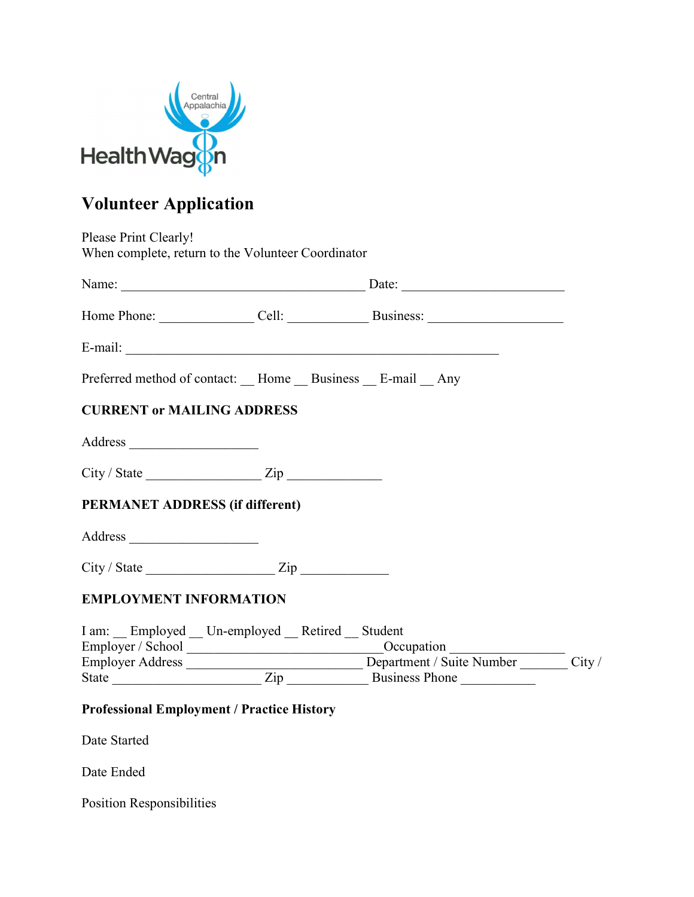Central Appalachia
HealthWagon

# Volunteer Application

Please Print Clearly!
When complete, return to the Volunteer Coordinator

Name: ____________________________________ Date: ________________________

Home Phone: ______________ Cell: ____________ Business: ____________________

E-mail: ________________________________________________________

Preferred method of contact: __ Home __ Business __ E-mail __ Any

**CURRENT or MAILING ADDRESS**

Address ___________________

City / State _________________ Zip ______________

**PERMANET ADDRESS (if different)**

Address ___________________

City / State ___________________ Zip _____________

**EMPLOYMENT INFORMATION**

I am: __ Employed __ Un-employed __ Retired __ Student
Employer / School _____________________________Occupation _________________
Employer Address __________________________ Department / Suite Number _______ City / State ______________________ Zip ____________ Business Phone ___________

**Professional Employment / Practice History**

Date Started

Date Ended

Position Responsibilities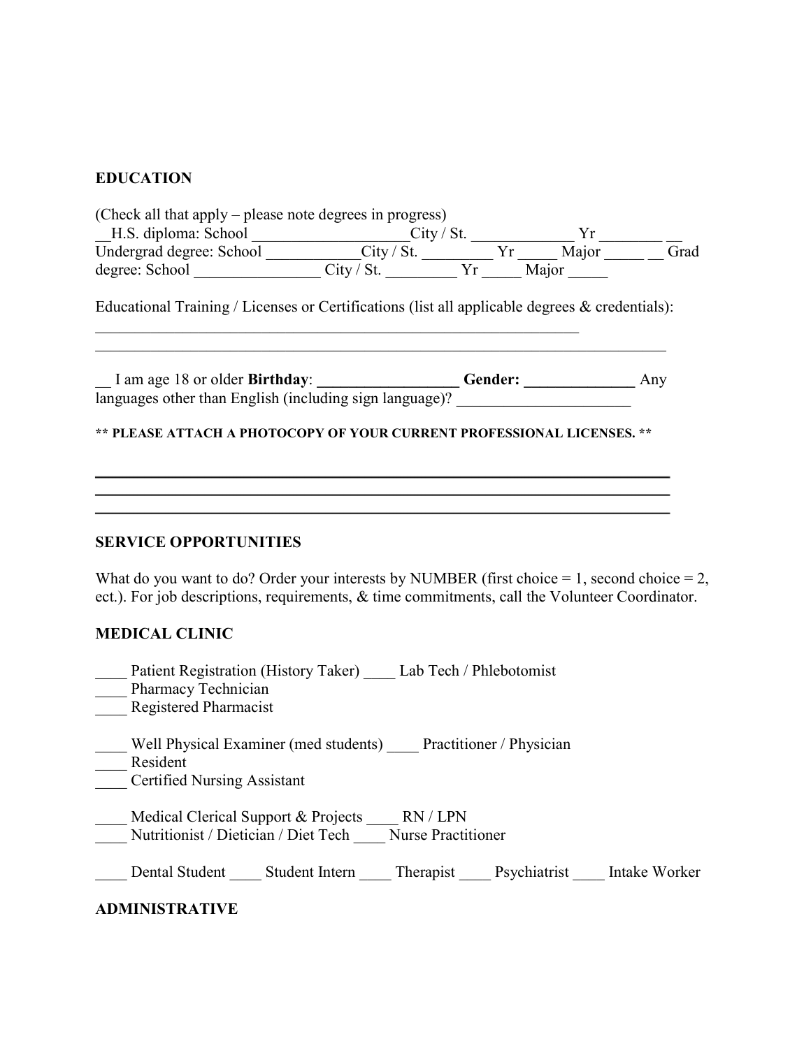**EDUCATION**

(Check all that apply – please note degrees in progress)
__H.S. diploma: School ____________________City / St. _____________ Yr ________ __ Undergrad degree: School ____________City / St. _________ Yr _____ Major _____ __ Grad degree: School ________________ City / St. _________ Yr _____ Major _____

Educational Training / Licenses or Certifications (list all applicable degrees & credentials):
_______________________________________________________________
_____________________________________________________________________

__ I am age 18 or older **Birthday**: __________________ **Gender:** ______________ Any languages other than English (including sign language)? ______________________

**** PLEASE ATTACH A PHOTOCOPY OF YOUR CURRENT PROFESSIONAL LICENSES. ****

_____________________________________________________________________
_____________________________________________________________________
_____________________________________________________________________

**SERVICE OPPORTUNITIES**

What do you want to do? Order your interests by NUMBER (first choice = 1, second choice = 2, ect.). For job descriptions, requirements, & time commitments, call the Volunteer Coordinator.

**MEDICAL CLINIC**

____ Patient Registration (History Taker) ____ Lab Tech / Phlebotomist
____ Pharmacy Technician
____ Registered Pharmacist

____ Well Physical Examiner (med students) ____ Practitioner / Physician
____ Resident
____ Certified Nursing Assistant

____ Medical Clerical Support & Projects ____ RN / LPN
____ Nutritionist / Dietician / Diet Tech ____ Nurse Practitioner

____ Dental Student ____ Student Intern ____ Therapist ____ Psychiatrist ____ Intake Worker

**ADMINISTRATIVE**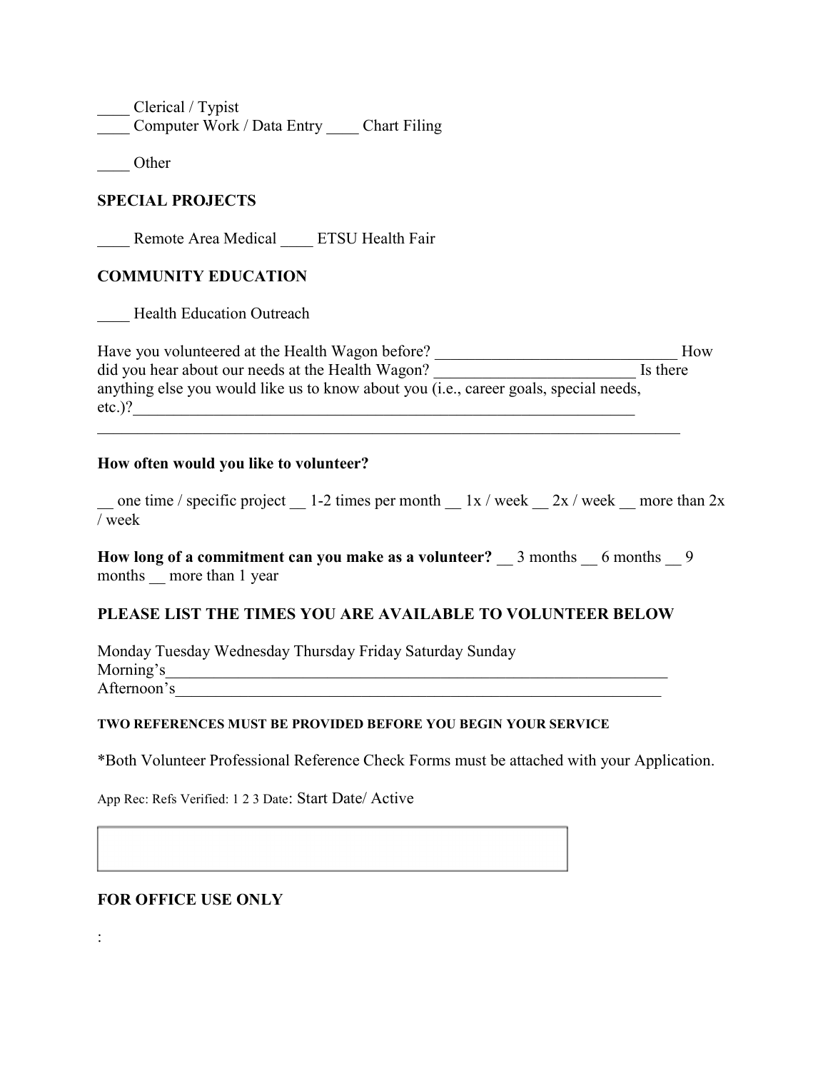____ Clerical / Typist
____ Computer Work / Data Entry ____ Chart Filing

____ Other

**SPECIAL PROJECTS**

____ Remote Area Medical ____ ETSU Health Fair

**COMMUNITY EDUCATION**

____ Health Education Outreach

Have you volunteered at the Health Wagon before? ______________________________ How did you hear about our needs at the Health Wagon? _________________________ Is there anything else you would like us to know about you (i.e., career goals, special needs, etc.)?_________________________________________________________________
___________________________________________________________________________

**How often would you like to volunteer?**

__ one time / specific project __ 1-2 times per month __ 1x / week __ 2x / week __ more than 2x / week

**How long of a commitment can you make as a volunteer?** __ 3 months __ 6 months __ 9 months __ more than 1 year

**PLEASE LIST THE TIMES YOU ARE AVAILABLE TO VOLUNTEER BELOW**

Monday Tuesday Wednesday Thursday Friday Saturday Sunday
Morning's_________________________________________________________________
Afternoon's_______________________________________________________________

**TWO REFERENCES MUST BE PROVIDED BEFORE YOU BEGIN YOUR SERVICE**

*Both Volunteer Professional Reference Check Forms must be attached with your Application.

App Rec: Refs Verified: 1 2 3 Date: Start Date/ Active

**FOR OFFICE USE ONLY**

: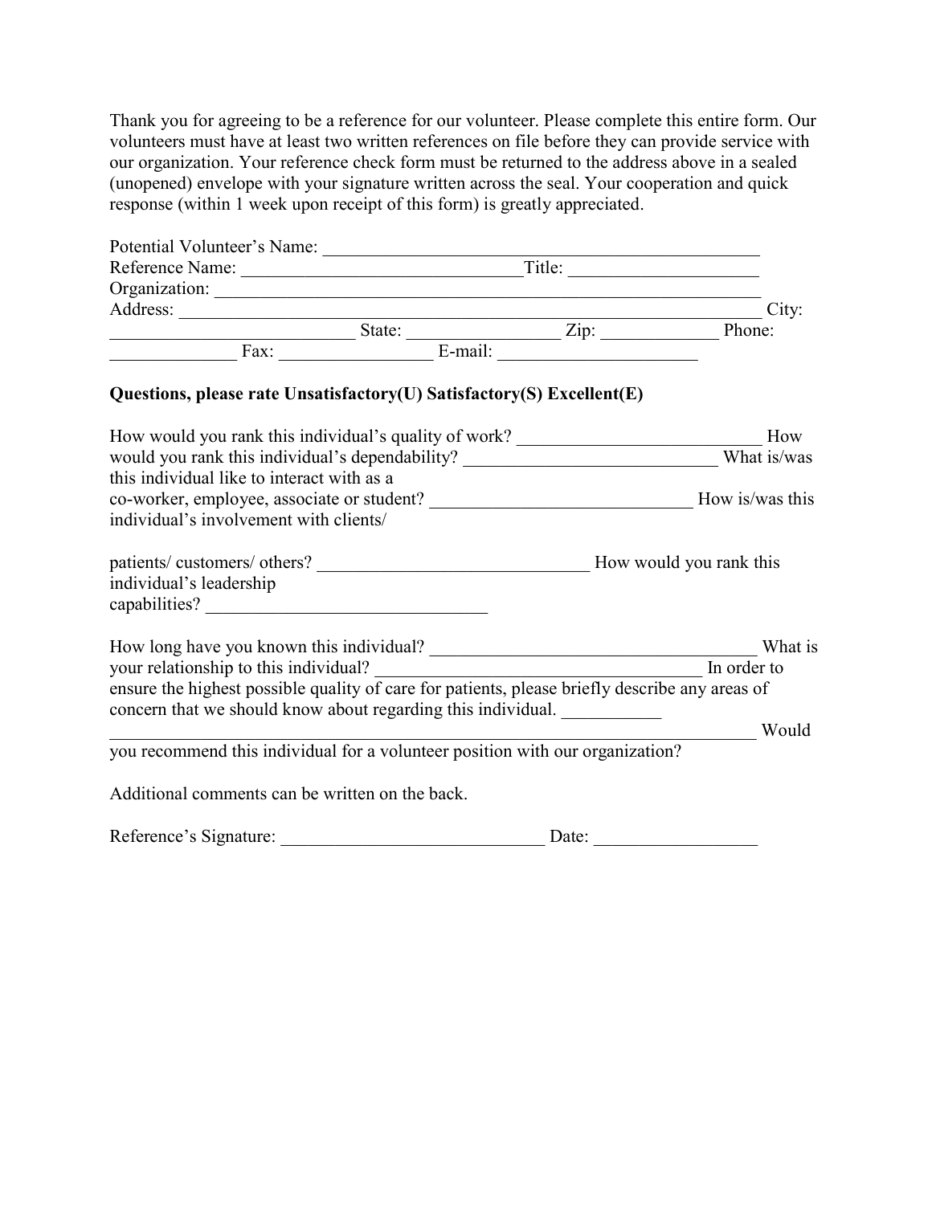Thank you for agreeing to be a reference for our volunteer. Please complete this entire form. Our volunteers must have at least two written references on file before they can provide service with our organization. Your reference check form must be returned to the address above in a sealed (unopened) envelope with your signature written across the seal. Your cooperation and quick response (within 1 week upon receipt of this form) is greatly appreciated.

Potential Volunteer's Name: ___________________________________________________
Reference Name: _______________________________ Title: _____________________
Organization: _____________________________________________________________
Address: _____________________________________________________________ City: ___________________________ State: _________________ Zip: _____________ Phone: ______________ Fax: _________________ E-mail: _______________________

**Questions, please rate Unsatisfactory(U) Satisfactory(S) Excellent(E)**

How would you rank this individual's quality of work? ___________________________ How would you rank this individual's dependability? ____________________________ What is/was this individual like to interact with as a co-worker, employee, associate or student? _____________________________ How is/was this individual's involvement with clients/

patients/ customers/ others? ______________________________ How would you rank this individual's leadership capabilities? _______________________________

How long have you known this individual? ____________________________________ What is your relationship to this individual? ____________________________________ In order to ensure the highest possible quality of care for patients, please briefly describe any areas of concern that we should know about regarding this individual. ___________ ________________________________________________________________________ Would you recommend this individual for a volunteer position with our organization?

Additional comments can be written on the back.

Reference's Signature: _____________________________ Date: __________________